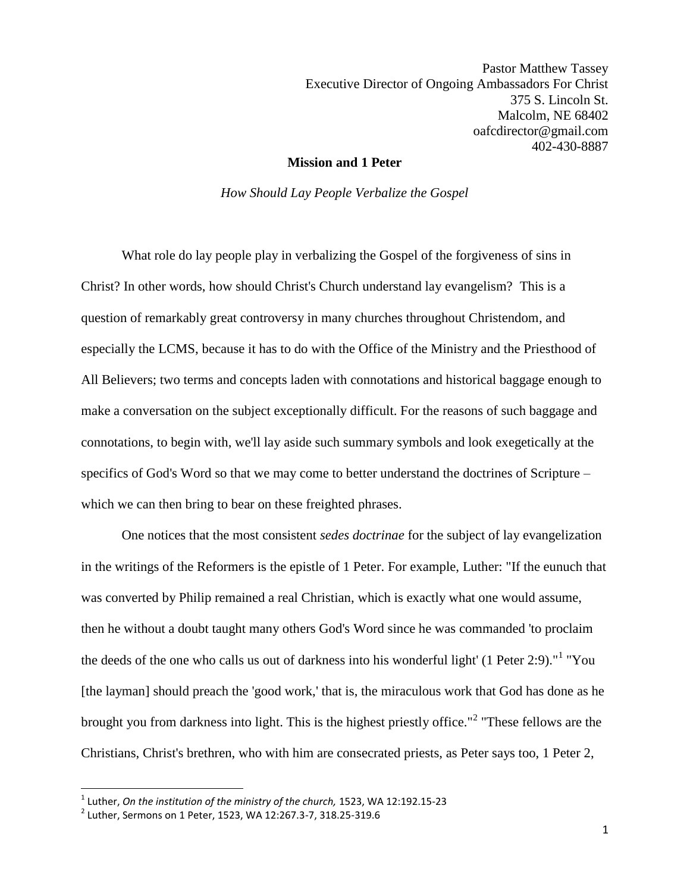Pastor Matthew Tassey
Executive Director of Ongoing Ambassadors For Christ
375 S. Lincoln St.
Malcolm, NE 68402
oafcdirector@gmail.com
402-430-8887

# Mission and 1 Peter

*How Should Lay People Verbalize the Gospel*

What role do lay people play in verbalizing the Gospel of the forgiveness of sins in Christ? In other words, how should Christ's Church understand lay evangelism? This is a question of remarkably great controversy in many churches throughout Christendom, and especially the LCMS, because it has to do with the Office of the Ministry and the Priesthood of All Believers; two terms and concepts laden with connotations and historical baggage enough to make a conversation on the subject exceptionally difficult. For the reasons of such baggage and connotations, to begin with, we'll lay aside such summary symbols and look exegetically at the specifics of God's Word so that we may come to better understand the doctrines of Scripture – which we can then bring to bear on these freighted phrases.

One notices that the most consistent *sedes doctrinae* for the subject of lay evangelization in the writings of the Reformers is the epistle of 1 Peter. For example, Luther: "If the eunuch that was converted by Philip remained a real Christian, which is exactly what one would assume, then he without a doubt taught many others God's Word since he was commanded 'to proclaim the deeds of the one who calls us out of darkness into his wonderful light' (1 Peter 2:9)."[1] "You [the layman] should preach the 'good work,' that is, the miraculous work that God has done as he brought you from darkness into light. This is the highest priestly office."[2] "These fellows are the Christians, Christ's brethren, who with him are consecrated priests, as Peter says too, 1 Peter 2,

---

[1] Luther, *On the institution of the ministry of the church,* 1523, WA 12:192.15-23

[2] Luther, Sermons on 1 Peter, 1523, WA 12:267.3-7, 318.25-319.6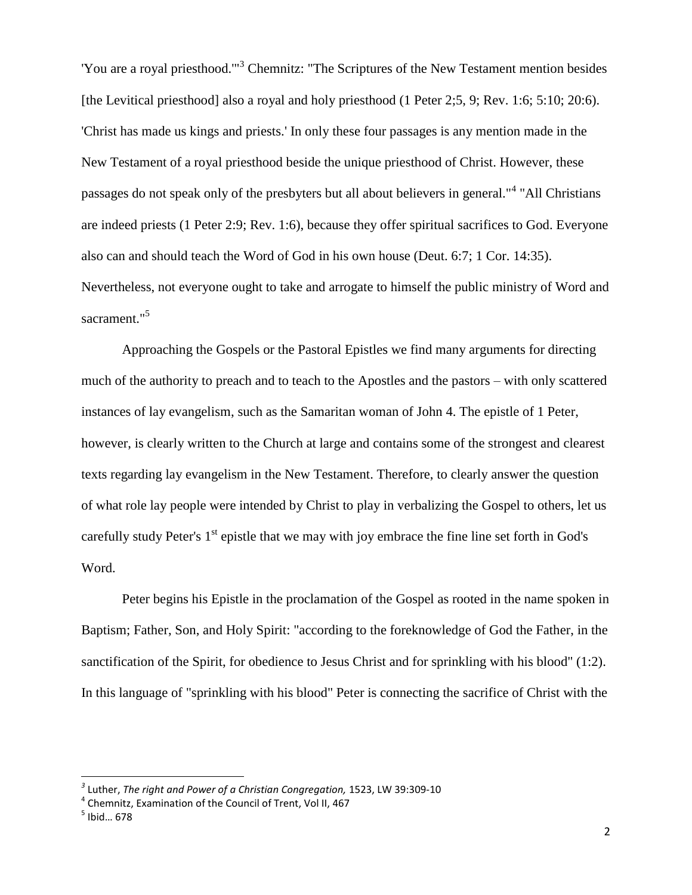'You are a royal priesthood.'"[3] Chemnitz: "The Scriptures of the New Testament mention besides [the Levitical priesthood] also a royal and holy priesthood (1 Peter 2;5, 9; Rev. 1:6; 5:10; 20:6). 'Christ has made us kings and priests.' In only these four passages is any mention made in the New Testament of a royal priesthood beside the unique priesthood of Christ. However, these passages do not speak only of the presbyters but all about believers in general."[4] "All Christians are indeed priests (1 Peter 2:9; Rev. 1:6), because they offer spiritual sacrifices to God. Everyone also can and should teach the Word of God in his own house (Deut. 6:7; 1 Cor. 14:35). Nevertheless, not everyone ought to take and arrogate to himself the public ministry of Word and sacrament."[5]

Approaching the Gospels or the Pastoral Epistles we find many arguments for directing much of the authority to preach and to teach to the Apostles and the pastors – with only scattered instances of lay evangelism, such as the Samaritan woman of John 4. The epistle of 1 Peter, however, is clearly written to the Church at large and contains some of the strongest and clearest texts regarding lay evangelism in the New Testament. Therefore, to clearly answer the question of what role lay people were intended by Christ to play in verbalizing the Gospel to others, let us carefully study Peter's 1st epistle that we may with joy embrace the fine line set forth in God's Word.

Peter begins his Epistle in the proclamation of the Gospel as rooted in the name spoken in Baptism; Father, Son, and Holy Spirit: "according to the foreknowledge of God the Father, in the sanctification of the Spirit, for obedience to Jesus Christ and for sprinkling with his blood" (1:2). In this language of "sprinkling with his blood" Peter is connecting the sacrifice of Christ with the

---

[3] Luther, *The right and Power of a Christian Congregation,* 1523, LW 39:309-10

[4] Chemnitz, Examination of the Council of Trent, Vol II, 467

[5] Ibid… 678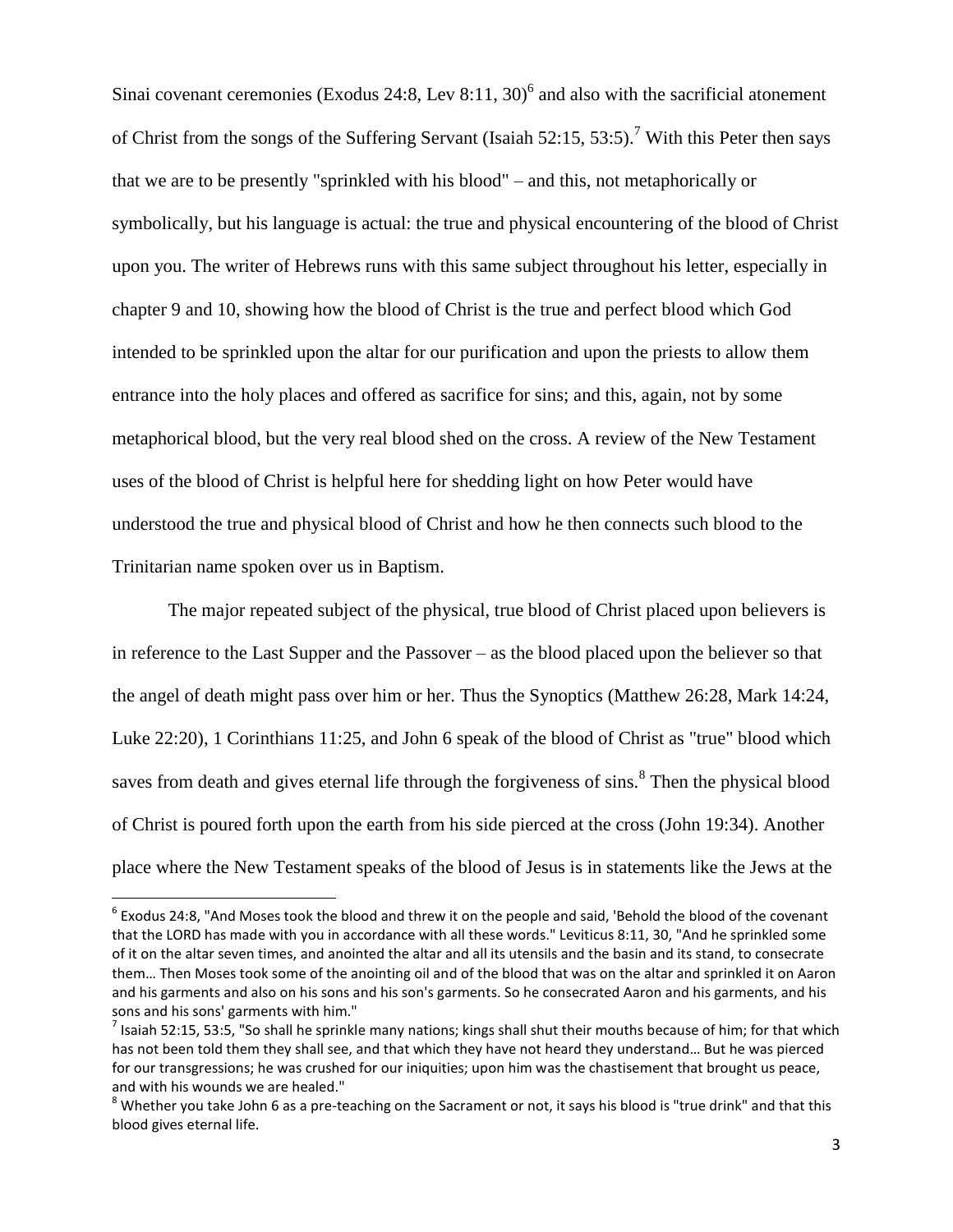Sinai covenant ceremonies (Exodus 24:8, Lev 8:11, 30)[6] and also with the sacrificial atonement of Christ from the songs of the Suffering Servant (Isaiah 52:15, 53:5).[7] With this Peter then says that we are to be presently "sprinkled with his blood" – and this, not metaphorically or symbolically, but his language is actual: the true and physical encountering of the blood of Christ upon you. The writer of Hebrews runs with this same subject throughout his letter, especially in chapter 9 and 10, showing how the blood of Christ is the true and perfect blood which God intended to be sprinkled upon the altar for our purification and upon the priests to allow them entrance into the holy places and offered as sacrifice for sins; and this, again, not by some metaphorical blood, but the very real blood shed on the cross. A review of the New Testament uses of the blood of Christ is helpful here for shedding light on how Peter would have understood the true and physical blood of Christ and how he then connects such blood to the Trinitarian name spoken over us in Baptism.

The major repeated subject of the physical, true blood of Christ placed upon believers is in reference to the Last Supper and the Passover – as the blood placed upon the believer so that the angel of death might pass over him or her. Thus the Synoptics (Matthew 26:28, Mark 14:24, Luke 22:20), 1 Corinthians 11:25, and John 6 speak of the blood of Christ as "true" blood which saves from death and gives eternal life through the forgiveness of sins.[8] Then the physical blood of Christ is poured forth upon the earth from his side pierced at the cross (John 19:34). Another place where the New Testament speaks of the blood of Jesus is in statements like the Jews at the

---

[6] Exodus 24:8, "And Moses took the blood and threw it on the people and said, 'Behold the blood of the covenant that the LORD has made with you in accordance with all these words." Leviticus 8:11, 30, "And he sprinkled some of it on the altar seven times, and anointed the altar and all its utensils and the basin and its stand, to consecrate them… Then Moses took some of the anointing oil and of the blood that was on the altar and sprinkled it on Aaron and his garments and also on his sons and his son's garments. So he consecrated Aaron and his garments, and his sons and his sons' garments with him."

[7] Isaiah 52:15, 53:5, "So shall he sprinkle many nations; kings shall shut their mouths because of him; for that which has not been told them they shall see, and that which they have not heard they understand… But he was pierced for our transgressions; he was crushed for our iniquities; upon him was the chastisement that brought us peace, and with his wounds we are healed."

[8] Whether you take John 6 as a pre-teaching on the Sacrament or not, it says his blood is "true drink" and that this blood gives eternal life.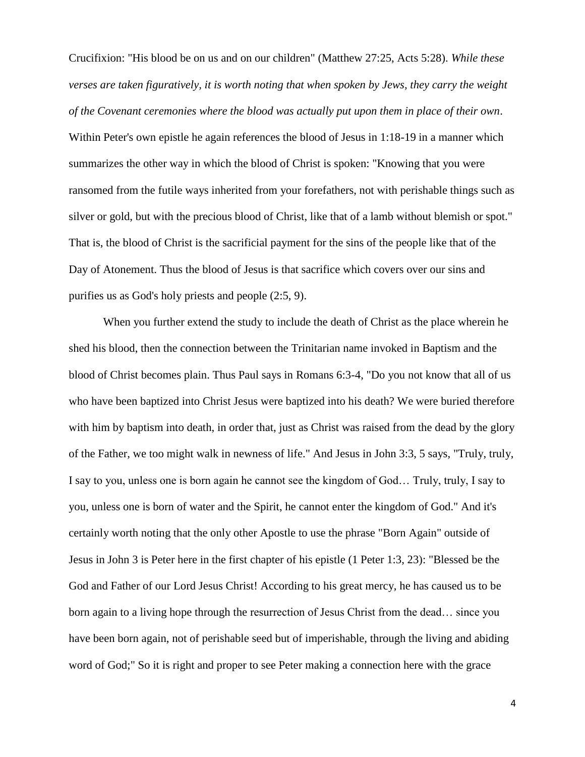Crucifixion: "His blood be on us and on our children" (Matthew 27:25, Acts 5:28). *While these verses are taken figuratively, it is worth noting that when spoken by Jews, they carry the weight of the Covenant ceremonies where the blood was actually put upon them in place of their own*. Within Peter's own epistle he again references the blood of Jesus in 1:18-19 in a manner which summarizes the other way in which the blood of Christ is spoken: "Knowing that you were ransomed from the futile ways inherited from your forefathers, not with perishable things such as silver or gold, but with the precious blood of Christ, like that of a lamb without blemish or spot." That is, the blood of Christ is the sacrificial payment for the sins of the people like that of the Day of Atonement. Thus the blood of Jesus is that sacrifice which covers over our sins and purifies us as God's holy priests and people (2:5, 9).

When you further extend the study to include the death of Christ as the place wherein he shed his blood, then the connection between the Trinitarian name invoked in Baptism and the blood of Christ becomes plain. Thus Paul says in Romans 6:3-4, "Do you not know that all of us who have been baptized into Christ Jesus were baptized into his death? We were buried therefore with him by baptism into death, in order that, just as Christ was raised from the dead by the glory of the Father, we too might walk in newness of life." And Jesus in John 3:3, 5 says, "Truly, truly, I say to you, unless one is born again he cannot see the kingdom of God… Truly, truly, I say to you, unless one is born of water and the Spirit, he cannot enter the kingdom of God." And it's certainly worth noting that the only other Apostle to use the phrase "Born Again" outside of Jesus in John 3 is Peter here in the first chapter of his epistle (1 Peter 1:3, 23): "Blessed be the God and Father of our Lord Jesus Christ! According to his great mercy, he has caused us to be born again to a living hope through the resurrection of Jesus Christ from the dead… since you have been born again, not of perishable seed but of imperishable, through the living and abiding word of God;" So it is right and proper to see Peter making a connection here with the grace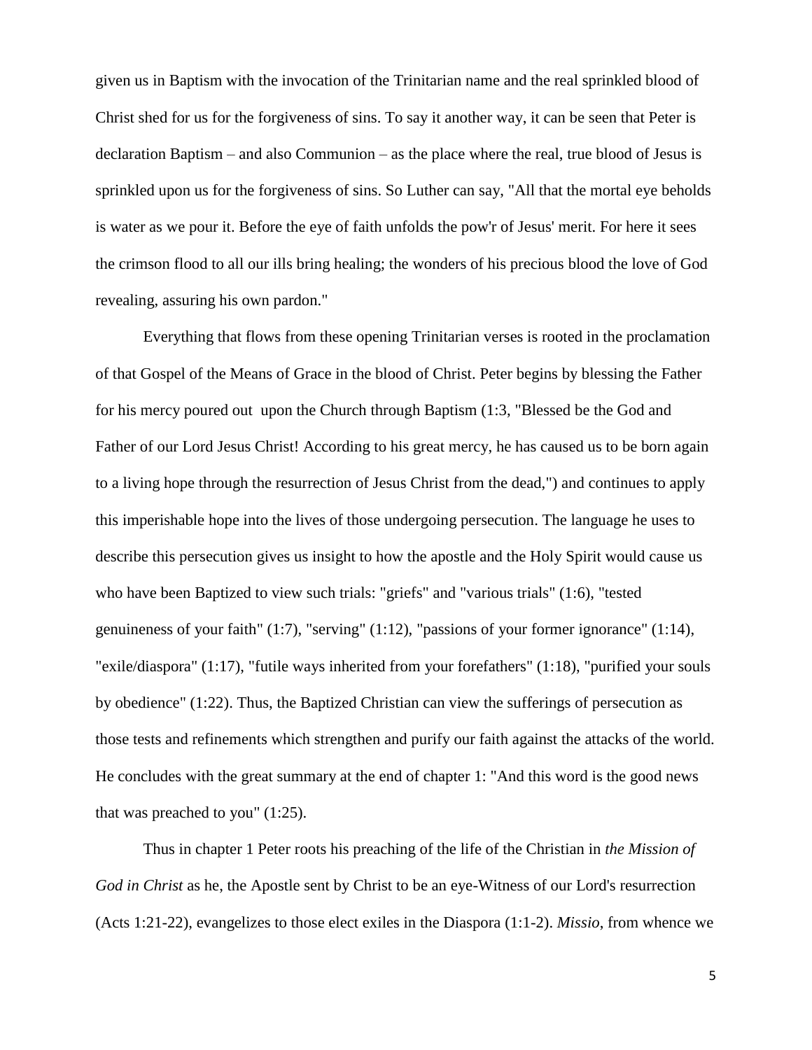given us in Baptism with the invocation of the Trinitarian name and the real sprinkled blood of Christ shed for us for the forgiveness of sins. To say it another way, it can be seen that Peter is declaration Baptism – and also Communion – as the place where the real, true blood of Jesus is sprinkled upon us for the forgiveness of sins. So Luther can say, "All that the mortal eye beholds is water as we pour it. Before the eye of faith unfolds the pow'r of Jesus' merit. For here it sees the crimson flood to all our ills bring healing; the wonders of his precious blood the love of God revealing, assuring his own pardon."

Everything that flows from these opening Trinitarian verses is rooted in the proclamation of that Gospel of the Means of Grace in the blood of Christ. Peter begins by blessing the Father for his mercy poured out upon the Church through Baptism (1:3, "Blessed be the God and Father of our Lord Jesus Christ! According to his great mercy, he has caused us to be born again to a living hope through the resurrection of Jesus Christ from the dead,") and continues to apply this imperishable hope into the lives of those undergoing persecution. The language he uses to describe this persecution gives us insight to how the apostle and the Holy Spirit would cause us who have been Baptized to view such trials: "griefs" and "various trials" (1:6), "tested genuineness of your faith" (1:7), "serving" (1:12), "passions of your former ignorance" (1:14), "exile/diaspora" (1:17), "futile ways inherited from your forefathers" (1:18), "purified your souls by obedience" (1:22). Thus, the Baptized Christian can view the sufferings of persecution as those tests and refinements which strengthen and purify our faith against the attacks of the world. He concludes with the great summary at the end of chapter 1: "And this word is the good news that was preached to you" (1:25).

Thus in chapter 1 Peter roots his preaching of the life of the Christian in *the Mission of God in Christ* as he, the Apostle sent by Christ to be an eye-Witness of our Lord's resurrection (Acts 1:21-22), evangelizes to those elect exiles in the Diaspora (1:1-2). *Missio*, from whence we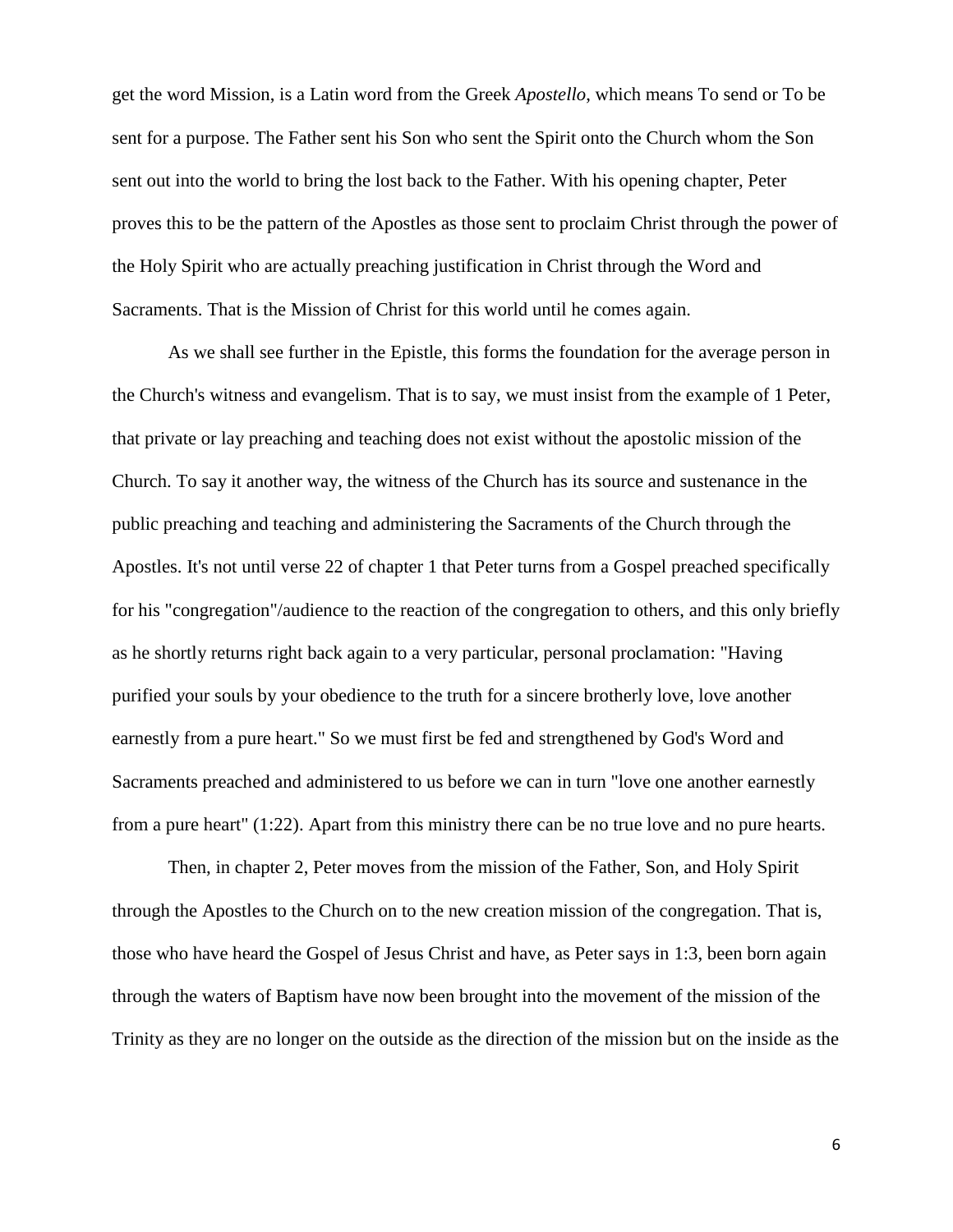get the word Mission, is a Latin word from the Greek *Apostello*, which means To send or To be sent for a purpose. The Father sent his Son who sent the Spirit onto the Church whom the Son sent out into the world to bring the lost back to the Father. With his opening chapter, Peter proves this to be the pattern of the Apostles as those sent to proclaim Christ through the power of the Holy Spirit who are actually preaching justification in Christ through the Word and Sacraments. That is the Mission of Christ for this world until he comes again.

As we shall see further in the Epistle, this forms the foundation for the average person in the Church's witness and evangelism. That is to say, we must insist from the example of 1 Peter, that private or lay preaching and teaching does not exist without the apostolic mission of the Church. To say it another way, the witness of the Church has its source and sustenance in the public preaching and teaching and administering the Sacraments of the Church through the Apostles. It's not until verse 22 of chapter 1 that Peter turns from a Gospel preached specifically for his "congregation"/audience to the reaction of the congregation to others, and this only briefly as he shortly returns right back again to a very particular, personal proclamation: "Having purified your souls by your obedience to the truth for a sincere brotherly love, love another earnestly from a pure heart." So we must first be fed and strengthened by God's Word and Sacraments preached and administered to us before we can in turn "love one another earnestly from a pure heart" (1:22). Apart from this ministry there can be no true love and no pure hearts.

Then, in chapter 2, Peter moves from the mission of the Father, Son, and Holy Spirit through the Apostles to the Church on to the new creation mission of the congregation. That is, those who have heard the Gospel of Jesus Christ and have, as Peter says in 1:3, been born again through the waters of Baptism have now been brought into the movement of the mission of the Trinity as they are no longer on the outside as the direction of the mission but on the inside as the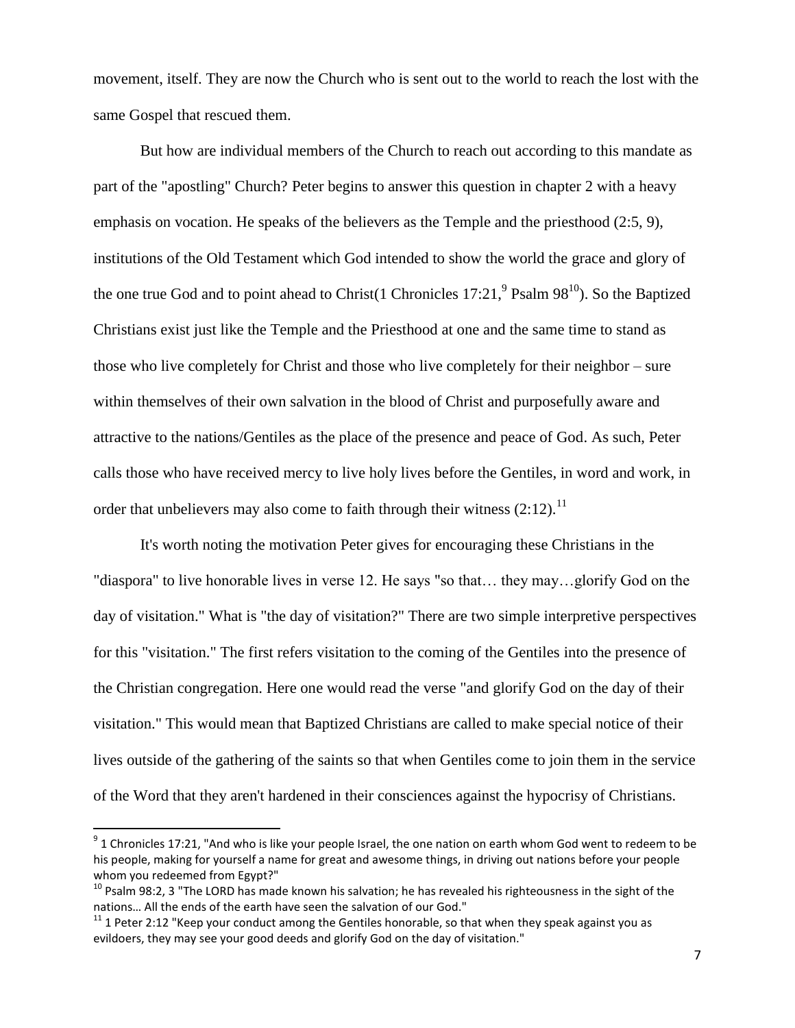movement, itself. They are now the Church who is sent out to the world to reach the lost with the same Gospel that rescued them.

But how are individual members of the Church to reach out according to this mandate as part of the "apostling" Church? Peter begins to answer this question in chapter 2 with a heavy emphasis on vocation. He speaks of the believers as the Temple and the priesthood (2:5, 9), institutions of the Old Testament which God intended to show the world the grace and glory of the one true God and to point ahead to Christ(1 Chronicles 17:21,[9] Psalm 98[10]). So the Baptized Christians exist just like the Temple and the Priesthood at one and the same time to stand as those who live completely for Christ and those who live completely for their neighbor – sure within themselves of their own salvation in the blood of Christ and purposefully aware and attractive to the nations/Gentiles as the place of the presence and peace of God. As such, Peter calls those who have received mercy to live holy lives before the Gentiles, in word and work, in order that unbelievers may also come to faith through their witness (2:12).[11]

It's worth noting the motivation Peter gives for encouraging these Christians in the "diaspora" to live honorable lives in verse 12. He says "so that… they may…glorify God on the day of visitation." What is "the day of visitation?" There are two simple interpretive perspectives for this "visitation." The first refers visitation to the coming of the Gentiles into the presence of the Christian congregation. Here one would read the verse "and glorify God on the day of their visitation." This would mean that Baptized Christians are called to make special notice of their lives outside of the gathering of the saints so that when Gentiles come to join them in the service of the Word that they aren't hardened in their consciences against the hypocrisy of Christians.

---

[9] 1 Chronicles 17:21, "And who is like your people Israel, the one nation on earth whom God went to redeem to be his people, making for yourself a name for great and awesome things, in driving out nations before your people whom you redeemed from Egypt?"

[10] Psalm 98:2, 3 "The LORD has made known his salvation; he has revealed his righteousness in the sight of the nations… All the ends of the earth have seen the salvation of our God."

[11] 1 Peter 2:12 "Keep your conduct among the Gentiles honorable, so that when they speak against you as evildoers, they may see your good deeds and glorify God on the day of visitation."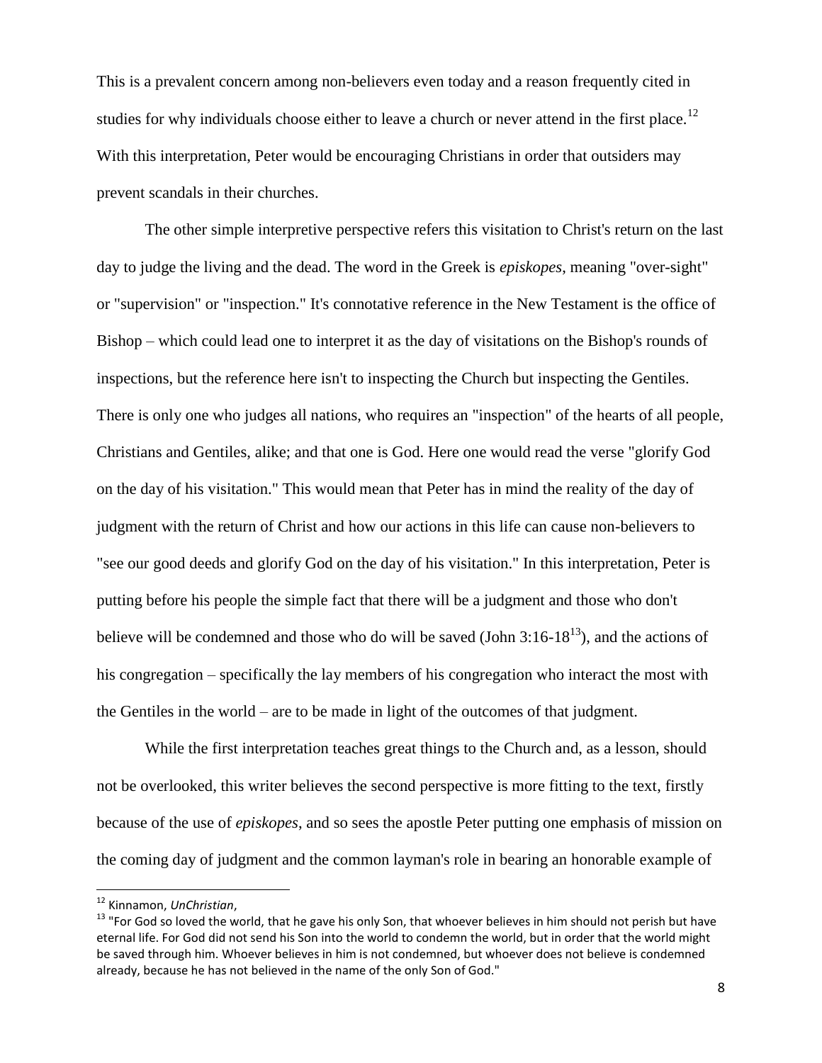This is a prevalent concern among non-believers even today and a reason frequently cited in studies for why individuals choose either to leave a church or never attend in the first place.[12] With this interpretation, Peter would be encouraging Christians in order that outsiders may prevent scandals in their churches.

The other simple interpretive perspective refers this visitation to Christ's return on the last day to judge the living and the dead. The word in the Greek is *episkopes*, meaning "over-sight" or "supervision" or "inspection." It's connotative reference in the New Testament is the office of Bishop – which could lead one to interpret it as the day of visitations on the Bishop's rounds of inspections, but the reference here isn't to inspecting the Church but inspecting the Gentiles. There is only one who judges all nations, who requires an "inspection" of the hearts of all people, Christians and Gentiles, alike; and that one is God. Here one would read the verse "glorify God on the day of his visitation." This would mean that Peter has in mind the reality of the day of judgment with the return of Christ and how our actions in this life can cause non-believers to "see our good deeds and glorify God on the day of his visitation." In this interpretation, Peter is putting before his people the simple fact that there will be a judgment and those who don't believe will be condemned and those who do will be saved (John 3:16-18[13]), and the actions of his congregation – specifically the lay members of his congregation who interact the most with the Gentiles in the world – are to be made in light of the outcomes of that judgment.

While the first interpretation teaches great things to the Church and, as a lesson, should not be overlooked, this writer believes the second perspective is more fitting to the text, firstly because of the use of *episkopes*, and so sees the apostle Peter putting one emphasis of mission on the coming day of judgment and the common layman's role in bearing an honorable example of

---

[12] Kinnamon, *UnChristian*,

[13] "For God so loved the world, that he gave his only Son, that whoever believes in him should not perish but have eternal life. For God did not send his Son into the world to condemn the world, but in order that the world might be saved through him. Whoever believes in him is not condemned, but whoever does not believe is condemned already, because he has not believed in the name of the only Son of God."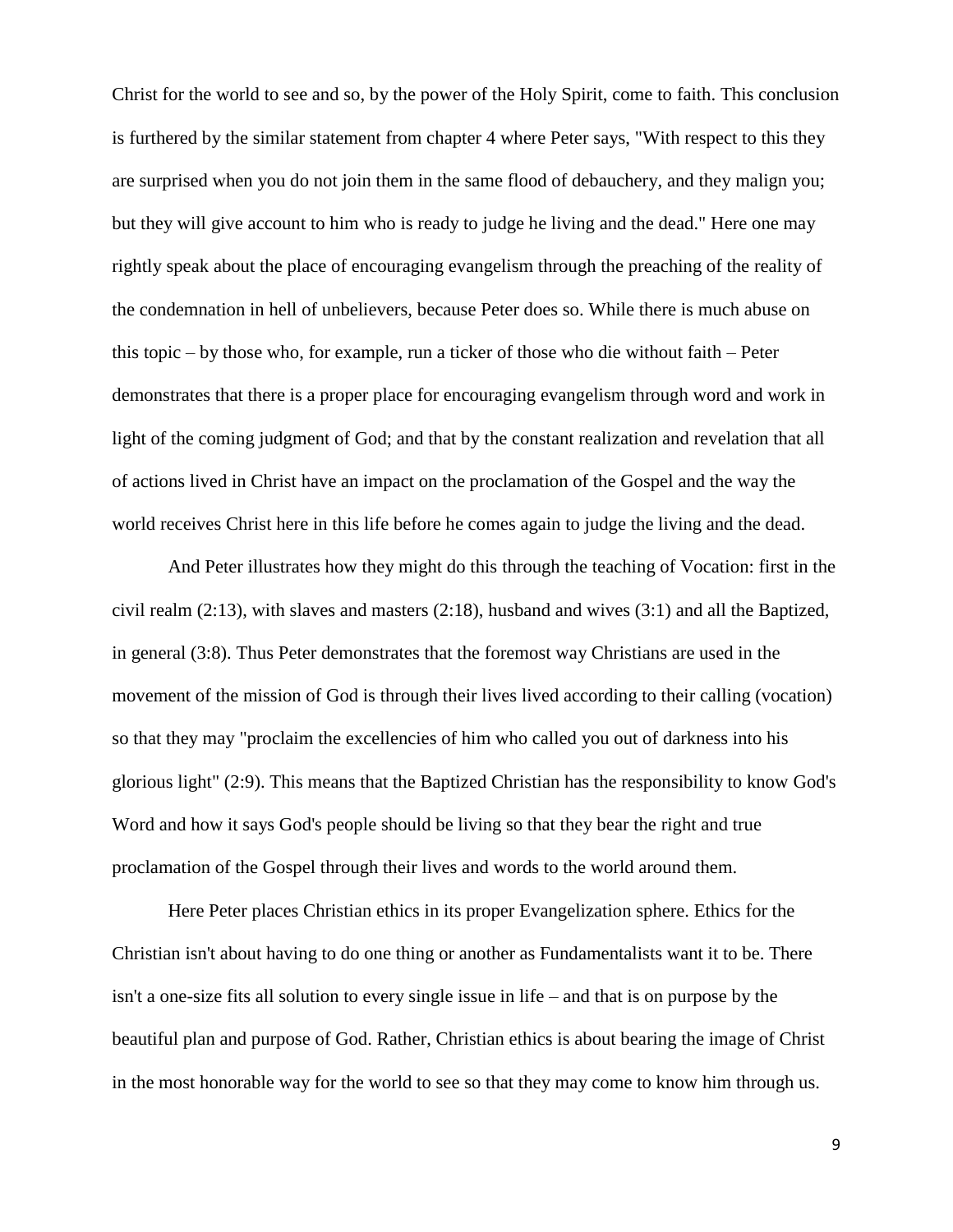Christ for the world to see and so, by the power of the Holy Spirit, come to faith. This conclusion is furthered by the similar statement from chapter 4 where Peter says, "With respect to this they are surprised when you do not join them in the same flood of debauchery, and they malign you; but they will give account to him who is ready to judge he living and the dead." Here one may rightly speak about the place of encouraging evangelism through the preaching of the reality of the condemnation in hell of unbelievers, because Peter does so. While there is much abuse on this topic – by those who, for example, run a ticker of those who die without faith – Peter demonstrates that there is a proper place for encouraging evangelism through word and work in light of the coming judgment of God; and that by the constant realization and revelation that all of actions lived in Christ have an impact on the proclamation of the Gospel and the way the world receives Christ here in this life before he comes again to judge the living and the dead.

And Peter illustrates how they might do this through the teaching of Vocation: first in the civil realm (2:13), with slaves and masters (2:18), husband and wives (3:1) and all the Baptized, in general (3:8). Thus Peter demonstrates that the foremost way Christians are used in the movement of the mission of God is through their lives lived according to their calling (vocation) so that they may "proclaim the excellencies of him who called you out of darkness into his glorious light" (2:9). This means that the Baptized Christian has the responsibility to know God's Word and how it says God's people should be living so that they bear the right and true proclamation of the Gospel through their lives and words to the world around them.

Here Peter places Christian ethics in its proper Evangelization sphere. Ethics for the Christian isn't about having to do one thing or another as Fundamentalists want it to be. There isn't a one-size fits all solution to every single issue in life – and that is on purpose by the beautiful plan and purpose of God. Rather, Christian ethics is about bearing the image of Christ in the most honorable way for the world to see so that they may come to know him through us.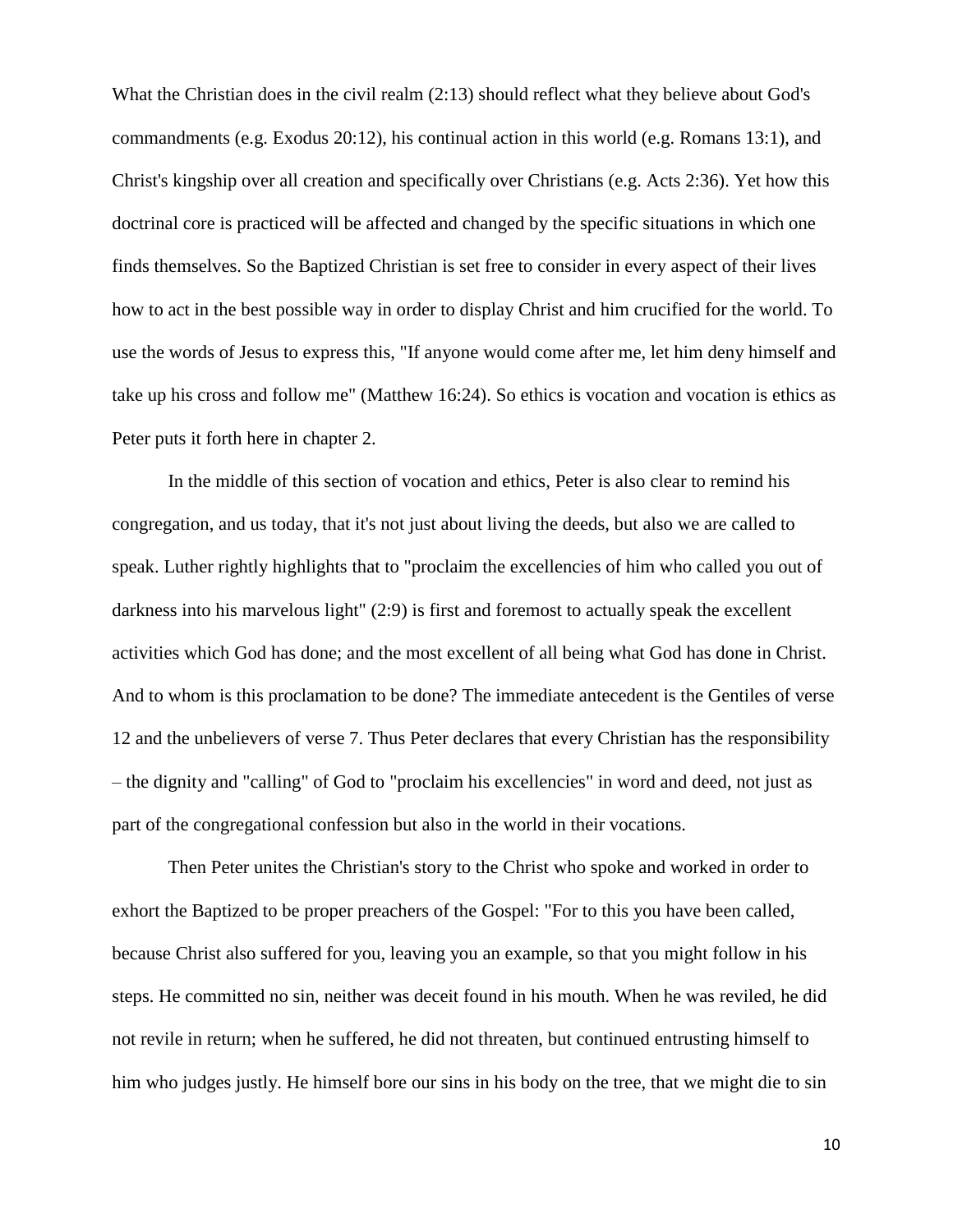What the Christian does in the civil realm (2:13) should reflect what they believe about God's commandments (e.g. Exodus 20:12), his continual action in this world (e.g. Romans 13:1), and Christ's kingship over all creation and specifically over Christians (e.g. Acts 2:36). Yet how this doctrinal core is practiced will be affected and changed by the specific situations in which one finds themselves. So the Baptized Christian is set free to consider in every aspect of their lives how to act in the best possible way in order to display Christ and him crucified for the world. To use the words of Jesus to express this, "If anyone would come after me, let him deny himself and take up his cross and follow me" (Matthew 16:24). So ethics is vocation and vocation is ethics as Peter puts it forth here in chapter 2.

In the middle of this section of vocation and ethics, Peter is also clear to remind his congregation, and us today, that it's not just about living the deeds, but also we are called to speak. Luther rightly highlights that to "proclaim the excellencies of him who called you out of darkness into his marvelous light" (2:9) is first and foremost to actually speak the excellent activities which God has done; and the most excellent of all being what God has done in Christ. And to whom is this proclamation to be done? The immediate antecedent is the Gentiles of verse 12 and the unbelievers of verse 7. Thus Peter declares that every Christian has the responsibility – the dignity and "calling" of God to "proclaim his excellencies" in word and deed, not just as part of the congregational confession but also in the world in their vocations.

Then Peter unites the Christian's story to the Christ who spoke and worked in order to exhort the Baptized to be proper preachers of the Gospel: "For to this you have been called, because Christ also suffered for you, leaving you an example, so that you might follow in his steps. He committed no sin, neither was deceit found in his mouth. When he was reviled, he did not revile in return; when he suffered, he did not threaten, but continued entrusting himself to him who judges justly. He himself bore our sins in his body on the tree, that we might die to sin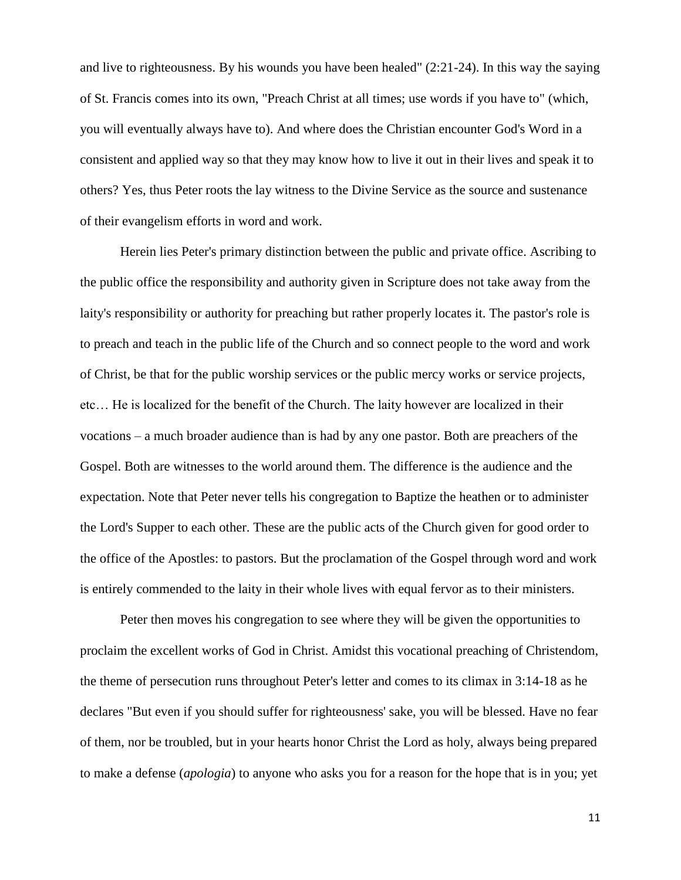and live to righteousness. By his wounds you have been healed" (2:21-24). In this way the saying of St. Francis comes into its own, "Preach Christ at all times; use words if you have to" (which, you will eventually always have to). And where does the Christian encounter God's Word in a consistent and applied way so that they may know how to live it out in their lives and speak it to others? Yes, thus Peter roots the lay witness to the Divine Service as the source and sustenance of their evangelism efforts in word and work.

Herein lies Peter's primary distinction between the public and private office. Ascribing to the public office the responsibility and authority given in Scripture does not take away from the laity's responsibility or authority for preaching but rather properly locates it. The pastor's role is to preach and teach in the public life of the Church and so connect people to the word and work of Christ, be that for the public worship services or the public mercy works or service projects, etc… He is localized for the benefit of the Church. The laity however are localized in their vocations – a much broader audience than is had by any one pastor. Both are preachers of the Gospel. Both are witnesses to the world around them. The difference is the audience and the expectation. Note that Peter never tells his congregation to Baptize the heathen or to administer the Lord's Supper to each other. These are the public acts of the Church given for good order to the office of the Apostles: to pastors. But the proclamation of the Gospel through word and work is entirely commended to the laity in their whole lives with equal fervor as to their ministers.

Peter then moves his congregation to see where they will be given the opportunities to proclaim the excellent works of God in Christ. Amidst this vocational preaching of Christendom, the theme of persecution runs throughout Peter's letter and comes to its climax in 3:14-18 as he declares "But even if you should suffer for righteousness' sake, you will be blessed. Have no fear of them, nor be troubled, but in your hearts honor Christ the Lord as holy, always being prepared to make a defense (*apologia*) to anyone who asks you for a reason for the hope that is in you; yet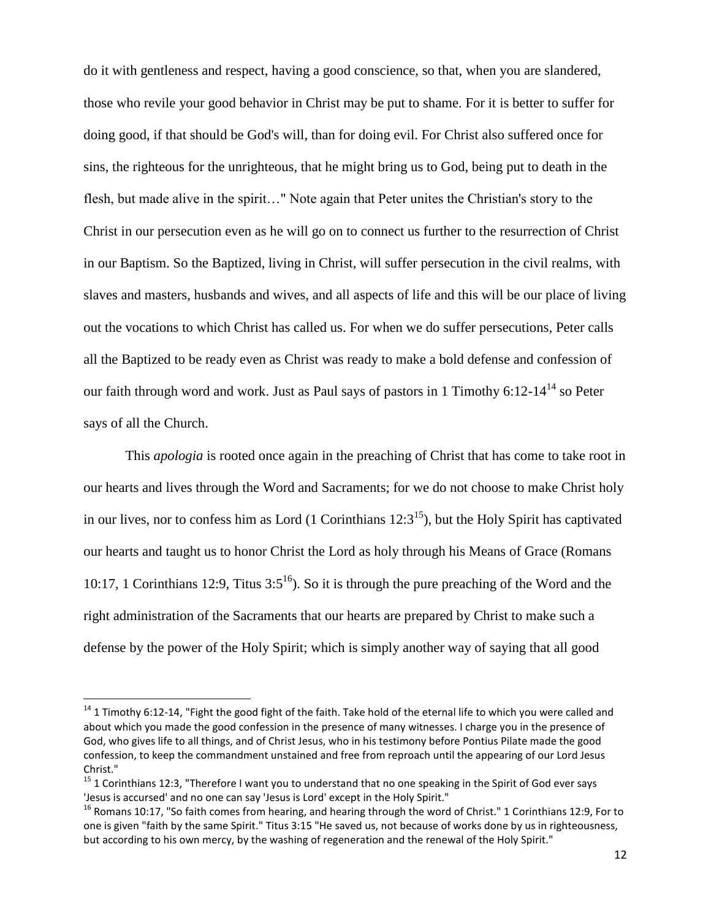do it with gentleness and respect, having a good conscience, so that, when you are slandered, those who revile your good behavior in Christ may be put to shame. For it is better to suffer for doing good, if that should be God's will, than for doing evil. For Christ also suffered once for sins, the righteous for the unrighteous, that he might bring us to God, being put to death in the flesh, but made alive in the spirit…" Note again that Peter unites the Christian's story to the Christ in our persecution even as he will go on to connect us further to the resurrection of Christ in our Baptism. So the Baptized, living in Christ, will suffer persecution in the civil realms, with slaves and masters, husbands and wives, and all aspects of life and this will be our place of living out the vocations to which Christ has called us. For when we do suffer persecutions, Peter calls all the Baptized to be ready even as Christ was ready to make a bold defense and confession of our faith through word and work. Just as Paul says of pastors in 1 Timothy 6:12-14[14] so Peter says of all the Church.

This *apologia* is rooted once again in the preaching of Christ that has come to take root in our hearts and lives through the Word and Sacraments; for we do not choose to make Christ holy in our lives, nor to confess him as Lord (1 Corinthians 12:3[15]), but the Holy Spirit has captivated our hearts and taught us to honor Christ the Lord as holy through his Means of Grace (Romans 10:17, 1 Corinthians 12:9, Titus 3:5[16]). So it is through the pure preaching of the Word and the right administration of the Sacraments that our hearts are prepared by Christ to make such a defense by the power of the Holy Spirit; which is simply another way of saying that all good

[14] 1 Timothy 6:12-14, "Fight the good fight of the faith. Take hold of the eternal life to which you were called and about which you made the good confession in the presence of many witnesses. I charge you in the presence of God, who gives life to all things, and of Christ Jesus, who in his testimony before Pontius Pilate made the good confession, to keep the commandment unstained and free from reproach until the appearing of our Lord Jesus Christ."

[15] 1 Corinthians 12:3, "Therefore I want you to understand that no one speaking in the Spirit of God ever says 'Jesus is accursed' and no one can say 'Jesus is Lord' except in the Holy Spirit."

[16] Romans 10:17, "So faith comes from hearing, and hearing through the word of Christ." 1 Corinthians 12:9, For to one is given "faith by the same Spirit." Titus 3:15 "He saved us, not because of works done by us in righteousness, but according to his own mercy, by the washing of regeneration and the renewal of the Holy Spirit."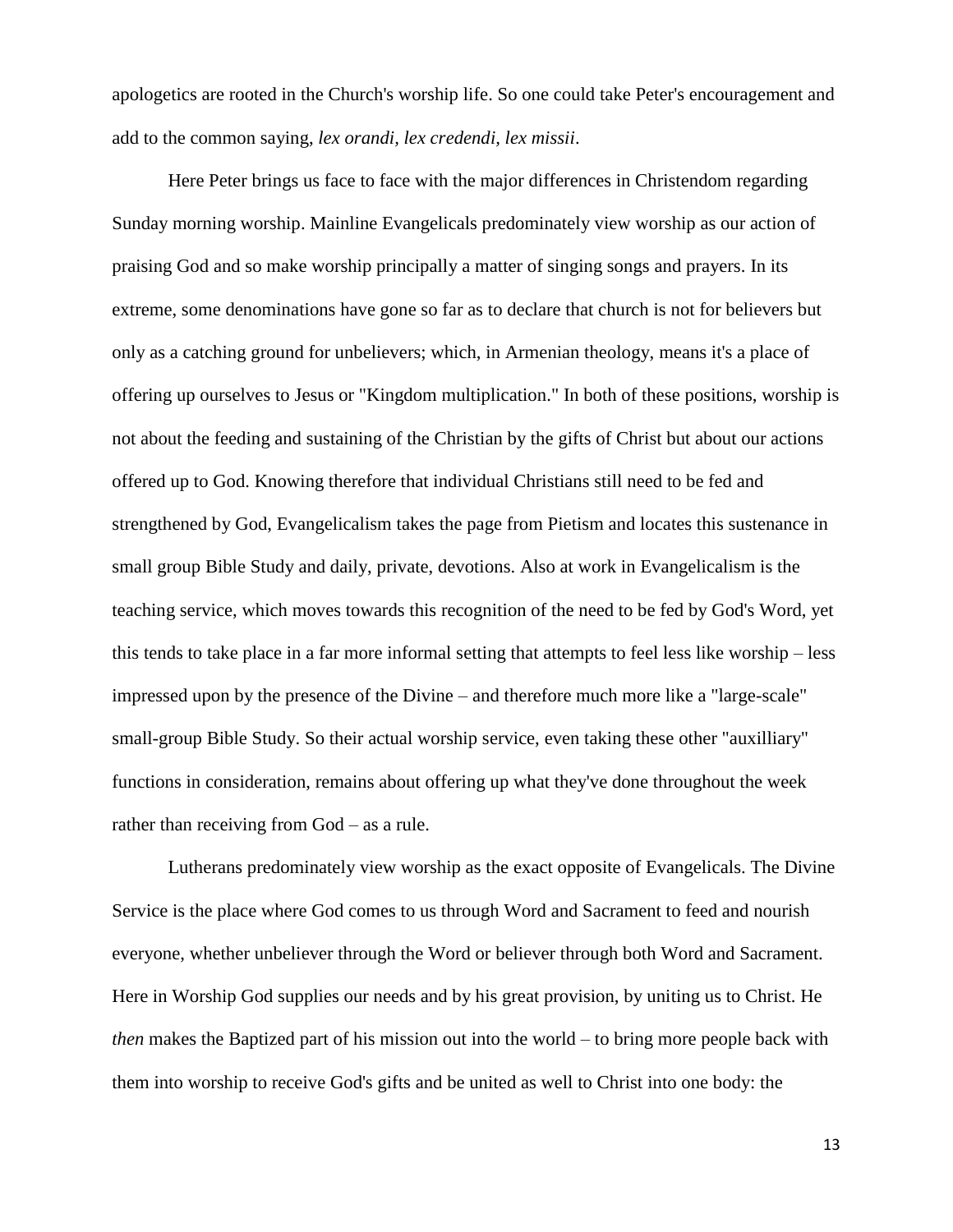apologetics are rooted in the Church's worship life. So one could take Peter's encouragement and add to the common saying, *lex orandi, lex credendi, lex missii*.

Here Peter brings us face to face with the major differences in Christendom regarding Sunday morning worship. Mainline Evangelicals predominately view worship as our action of praising God and so make worship principally a matter of singing songs and prayers. In its extreme, some denominations have gone so far as to declare that church is not for believers but only as a catching ground for unbelievers; which, in Armenian theology, means it's a place of offering up ourselves to Jesus or "Kingdom multiplication." In both of these positions, worship is not about the feeding and sustaining of the Christian by the gifts of Christ but about our actions offered up to God. Knowing therefore that individual Christians still need to be fed and strengthened by God, Evangelicalism takes the page from Pietism and locates this sustenance in small group Bible Study and daily, private, devotions. Also at work in Evangelicalism is the teaching service, which moves towards this recognition of the need to be fed by God's Word, yet this tends to take place in a far more informal setting that attempts to feel less like worship – less impressed upon by the presence of the Divine – and therefore much more like a "large-scale" small-group Bible Study. So their actual worship service, even taking these other "auxilliary" functions in consideration, remains about offering up what they've done throughout the week rather than receiving from God – as a rule.

Lutherans predominately view worship as the exact opposite of Evangelicals. The Divine Service is the place where God comes to us through Word and Sacrament to feed and nourish everyone, whether unbeliever through the Word or believer through both Word and Sacrament. Here in Worship God supplies our needs and by his great provision, by uniting us to Christ. He *then* makes the Baptized part of his mission out into the world – to bring more people back with them into worship to receive God's gifts and be united as well to Christ into one body: the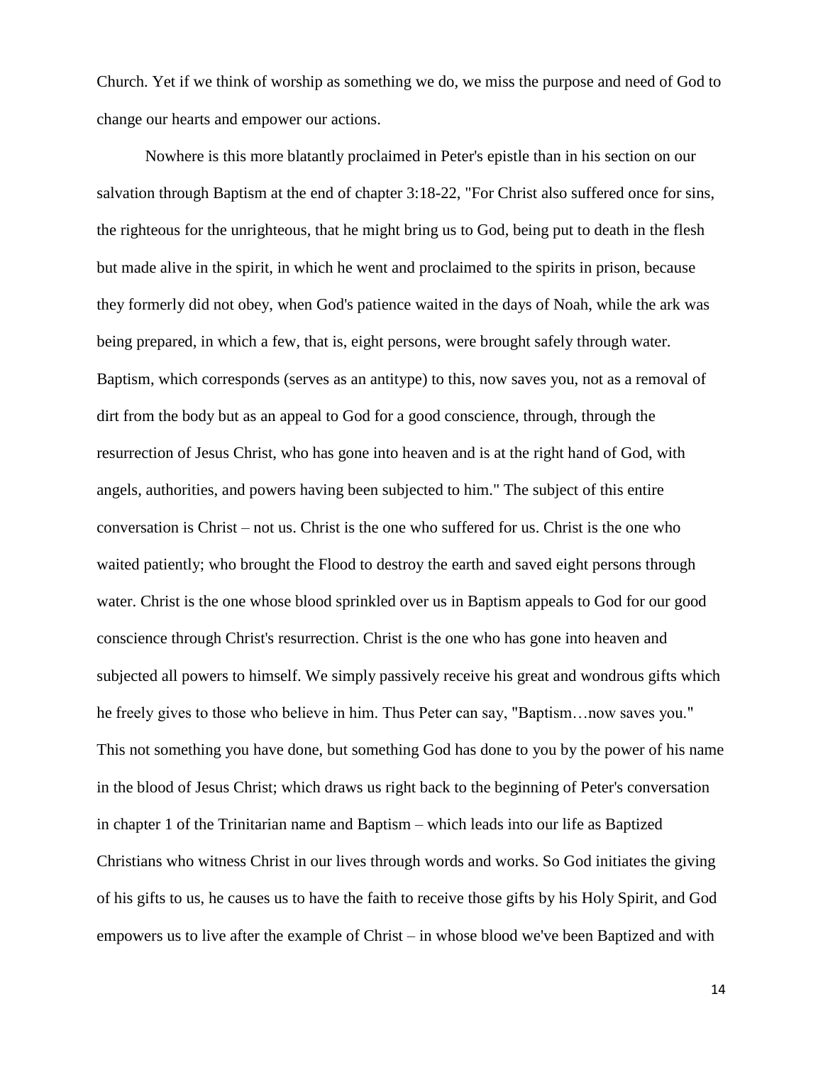Church. Yet if we think of worship as something we do, we miss the purpose and need of God to change our hearts and empower our actions.

Nowhere is this more blatantly proclaimed in Peter's epistle than in his section on our salvation through Baptism at the end of chapter 3:18-22, "For Christ also suffered once for sins, the righteous for the unrighteous, that he might bring us to God, being put to death in the flesh but made alive in the spirit, in which he went and proclaimed to the spirits in prison, because they formerly did not obey, when God's patience waited in the days of Noah, while the ark was being prepared, in which a few, that is, eight persons, were brought safely through water. Baptism, which corresponds (serves as an antitype) to this, now saves you, not as a removal of dirt from the body but as an appeal to God for a good conscience, through, through the resurrection of Jesus Christ, who has gone into heaven and is at the right hand of God, with angels, authorities, and powers having been subjected to him." The subject of this entire conversation is Christ – not us. Christ is the one who suffered for us. Christ is the one who waited patiently; who brought the Flood to destroy the earth and saved eight persons through water. Christ is the one whose blood sprinkled over us in Baptism appeals to God for our good conscience through Christ's resurrection. Christ is the one who has gone into heaven and subjected all powers to himself. We simply passively receive his great and wondrous gifts which he freely gives to those who believe in him. Thus Peter can say, "Baptism…now saves you." This not something you have done, but something God has done to you by the power of his name in the blood of Jesus Christ; which draws us right back to the beginning of Peter's conversation in chapter 1 of the Trinitarian name and Baptism – which leads into our life as Baptized Christians who witness Christ in our lives through words and works. So God initiates the giving of his gifts to us, he causes us to have the faith to receive those gifts by his Holy Spirit, and God empowers us to live after the example of Christ – in whose blood we've been Baptized and with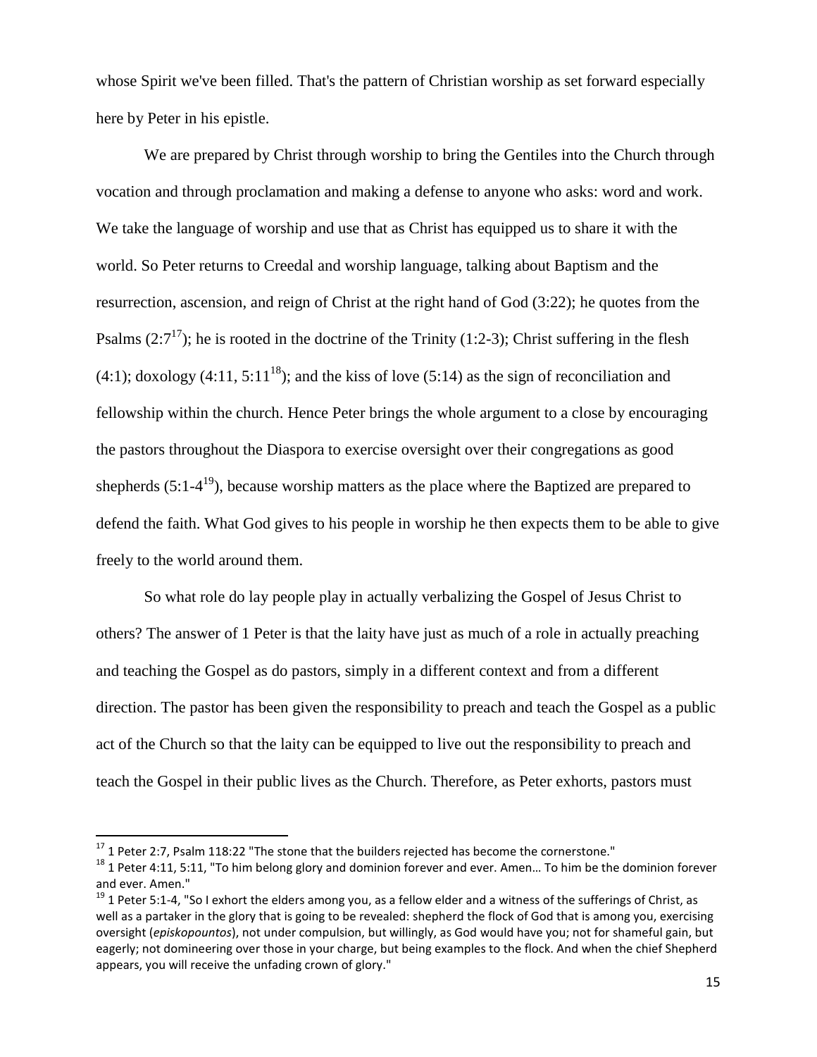whose Spirit we've been filled. That's the pattern of Christian worship as set forward especially here by Peter in his epistle.

We are prepared by Christ through worship to bring the Gentiles into the Church through vocation and through proclamation and making a defense to anyone who asks: word and work. We take the language of worship and use that as Christ has equipped us to share it with the world. So Peter returns to Creedal and worship language, talking about Baptism and the resurrection, ascension, and reign of Christ at the right hand of God (3:22); he quotes from the Psalms (2:7[17]); he is rooted in the doctrine of the Trinity (1:2-3); Christ suffering in the flesh (4:1); doxology (4:11, 5:11[18]); and the kiss of love (5:14) as the sign of reconciliation and fellowship within the church. Hence Peter brings the whole argument to a close by encouraging the pastors throughout the Diaspora to exercise oversight over their congregations as good shepherds (5:1-4[19]), because worship matters as the place where the Baptized are prepared to defend the faith. What God gives to his people in worship he then expects them to be able to give freely to the world around them.

So what role do lay people play in actually verbalizing the Gospel of Jesus Christ to others? The answer of 1 Peter is that the laity have just as much of a role in actually preaching and teaching the Gospel as do pastors, simply in a different context and from a different direction. The pastor has been given the responsibility to preach and teach the Gospel as a public act of the Church so that the laity can be equipped to live out the responsibility to preach and teach the Gospel in their public lives as the Church. Therefore, as Peter exhorts, pastors must

---

[17] 1 Peter 2:7, Psalm 118:22 "The stone that the builders rejected has become the cornerstone."

[18] 1 Peter 4:11, 5:11, "To him belong glory and dominion forever and ever. Amen… To him be the dominion forever and ever. Amen."

[19] 1 Peter 5:1-4, "So I exhort the elders among you, as a fellow elder and a witness of the sufferings of Christ, as well as a partaker in the glory that is going to be revealed: shepherd the flock of God that is among you, exercising oversight (*episkopountos*), not under compulsion, but willingly, as God would have you; not for shameful gain, but eagerly; not domineering over those in your charge, but being examples to the flock. And when the chief Shepherd appears, you will receive the unfading crown of glory."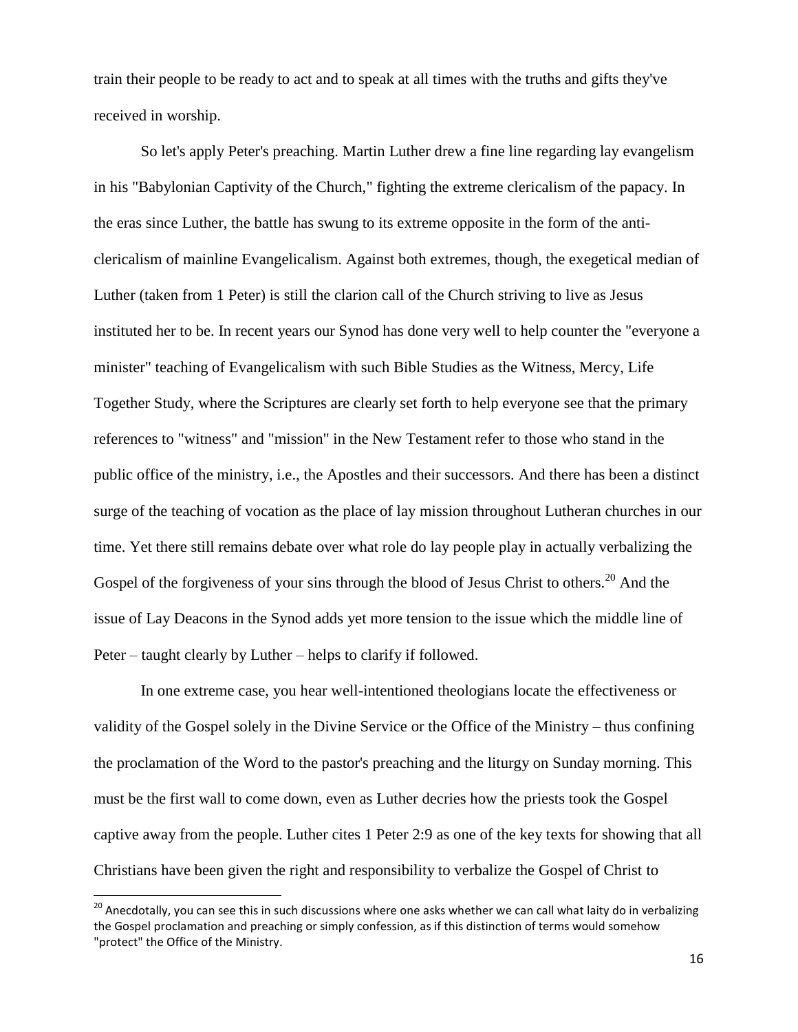train their people to be ready to act and to speak at all times with the truths and gifts they've received in worship.

So let's apply Peter's preaching. Martin Luther drew a fine line regarding lay evangelism in his "Babylonian Captivity of the Church," fighting the extreme clericalism of the papacy. In the eras since Luther, the battle has swung to its extreme opposite in the form of the anti-clericalism of mainline Evangelicalism. Against both extremes, though, the exegetical median of Luther (taken from 1 Peter) is still the clarion call of the Church striving to live as Jesus instituted her to be. In recent years our Synod has done very well to help counter the "everyone a minister" teaching of Evangelicalism with such Bible Studies as the Witness, Mercy, Life Together Study, where the Scriptures are clearly set forth to help everyone see that the primary references to "witness" and "mission" in the New Testament refer to those who stand in the public office of the ministry, i.e., the Apostles and their successors. And there has been a distinct surge of the teaching of vocation as the place of lay mission throughout Lutheran churches in our time. Yet there still remains debate over what role do lay people play in actually verbalizing the Gospel of the forgiveness of your sins through the blood of Jesus Christ to others.[20] And the issue of Lay Deacons in the Synod adds yet more tension to the issue which the middle line of Peter – taught clearly by Luther – helps to clarify if followed.

In one extreme case, you hear well-intentioned theologians locate the effectiveness or validity of the Gospel solely in the Divine Service or the Office of the Ministry – thus confining the proclamation of the Word to the pastor's preaching and the liturgy on Sunday morning. This must be the first wall to come down, even as Luther decries how the priests took the Gospel captive away from the people. Luther cites 1 Peter 2:9 as one of the key texts for showing that all Christians have been given the right and responsibility to verbalize the Gospel of Christ to

---

[20] Anecdotally, you can see this in such discussions where one asks whether we can call what laity do in verbalizing the Gospel proclamation and preaching or simply confession, as if this distinction of terms would somehow "protect" the Office of the Ministry.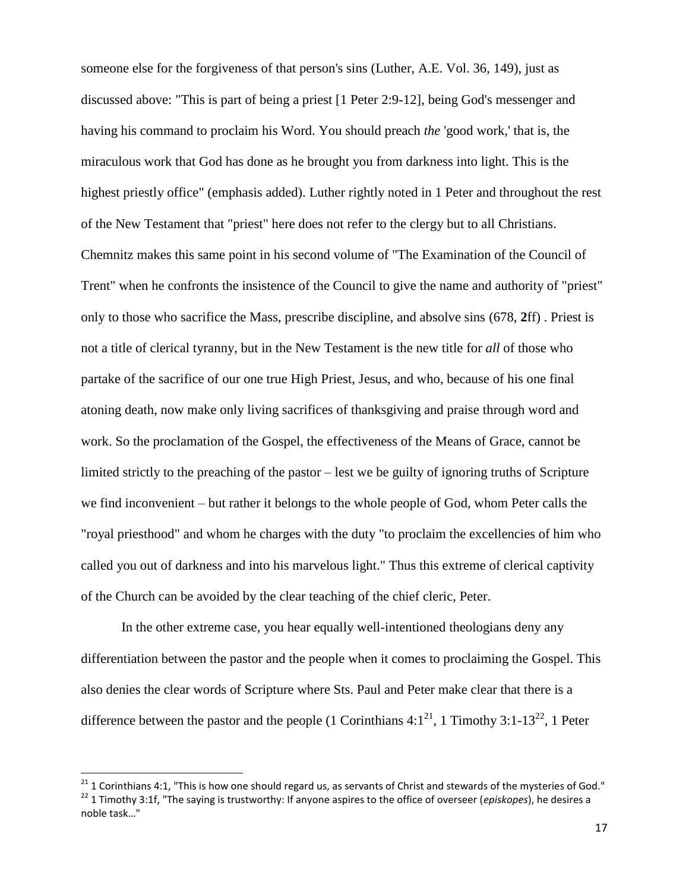someone else for the forgiveness of that person's sins (Luther, A.E. Vol. 36, 149), just as discussed above: "This is part of being a priest [1 Peter 2:9-12], being God's messenger and having his command to proclaim his Word. You should preach *the* 'good work,' that is, the miraculous work that God has done as he brought you from darkness into light. This is the highest priestly office" (emphasis added). Luther rightly noted in 1 Peter and throughout the rest of the New Testament that "priest" here does not refer to the clergy but to all Christians. Chemnitz makes this same point in his second volume of "The Examination of the Council of Trent" when he confronts the insistence of the Council to give the name and authority of "priest" only to those who sacrifice the Mass, prescribe discipline, and absolve sins (678, **2**ff) . Priest is not a title of clerical tyranny, but in the New Testament is the new title for *all* of those who partake of the sacrifice of our one true High Priest, Jesus, and who, because of his one final atoning death, now make only living sacrifices of thanksgiving and praise through word and work. So the proclamation of the Gospel, the effectiveness of the Means of Grace, cannot be limited strictly to the preaching of the pastor – lest we be guilty of ignoring truths of Scripture we find inconvenient – but rather it belongs to the whole people of God, whom Peter calls the "royal priesthood" and whom he charges with the duty "to proclaim the excellencies of him who called you out of darkness and into his marvelous light." Thus this extreme of clerical captivity of the Church can be avoided by the clear teaching of the chief cleric, Peter.

In the other extreme case, you hear equally well-intentioned theologians deny any differentiation between the pastor and the people when it comes to proclaiming the Gospel. This also denies the clear words of Scripture where Sts. Paul and Peter make clear that there is a difference between the pastor and the people (1 Corinthians 4:1[21], 1 Timothy 3:1-13[22], 1 Peter

---

[21] 1 Corinthians 4:1, "This is how one should regard us, as servants of Christ and stewards of the mysteries of God."

[22] 1 Timothy 3:1f, "The saying is trustworthy: If anyone aspires to the office of overseer (*episkopes*), he desires a noble task…"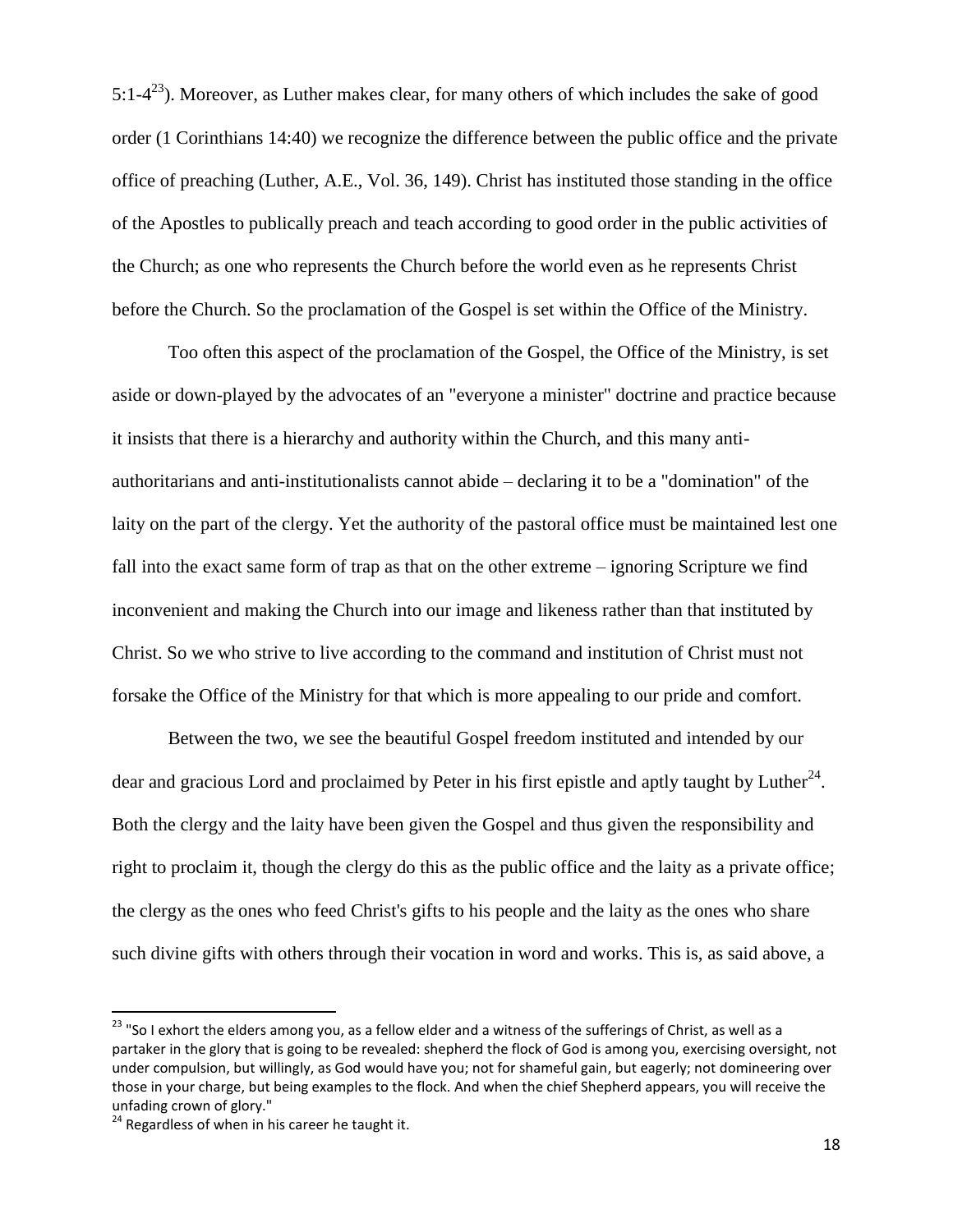5:1-4[23]). Moreover, as Luther makes clear, for many others of which includes the sake of good order (1 Corinthians 14:40) we recognize the difference between the public office and the private office of preaching (Luther, A.E., Vol. 36, 149). Christ has instituted those standing in the office of the Apostles to publically preach and teach according to good order in the public activities of the Church; as one who represents the Church before the world even as he represents Christ before the Church. So the proclamation of the Gospel is set within the Office of the Ministry.

Too often this aspect of the proclamation of the Gospel, the Office of the Ministry, is set aside or down-played by the advocates of an "everyone a minister" doctrine and practice because it insists that there is a hierarchy and authority within the Church, and this many anti-authoritarians and anti-institutionalists cannot abide – declaring it to be a "domination" of the laity on the part of the clergy. Yet the authority of the pastoral office must be maintained lest one fall into the exact same form of trap as that on the other extreme – ignoring Scripture we find inconvenient and making the Church into our image and likeness rather than that instituted by Christ. So we who strive to live according to the command and institution of Christ must not forsake the Office of the Ministry for that which is more appealing to our pride and comfort.

Between the two, we see the beautiful Gospel freedom instituted and intended by our dear and gracious Lord and proclaimed by Peter in his first epistle and aptly taught by Luther[24]. Both the clergy and the laity have been given the Gospel and thus given the responsibility and right to proclaim it, though the clergy do this as the public office and the laity as a private office; the clergy as the ones who feed Christ's gifts to his people and the laity as the ones who share such divine gifts with others through their vocation in word and works. This is, as said above, a

---

[23] "So I exhort the elders among you, as a fellow elder and a witness of the sufferings of Christ, as well as a partaker in the glory that is going to be revealed: shepherd the flock of God is among you, exercising oversight, not under compulsion, but willingly, as God would have you; not for shameful gain, but eagerly; not domineering over those in your charge, but being examples to the flock. And when the chief Shepherd appears, you will receive the unfading crown of glory."

[24] Regardless of when in his career he taught it.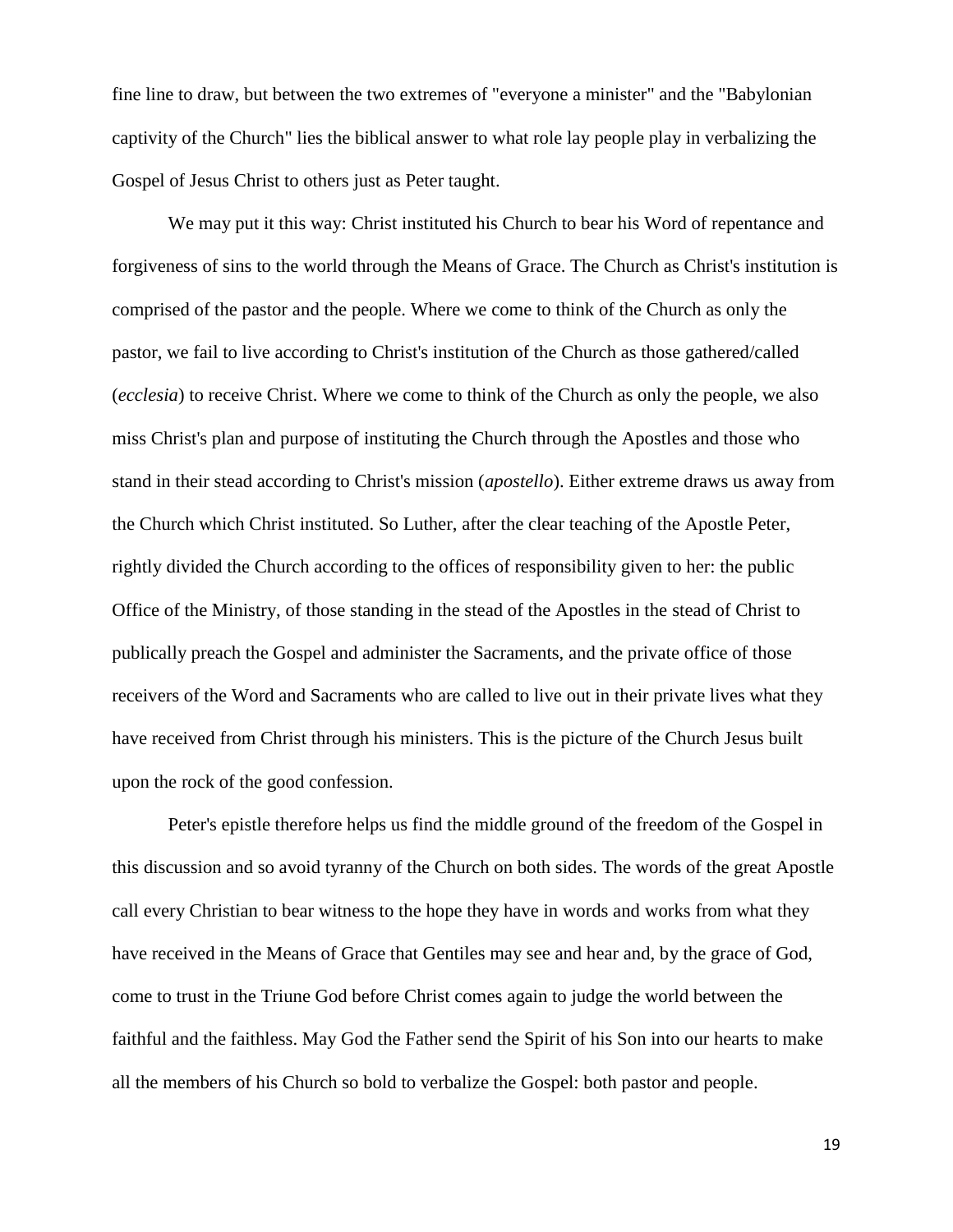fine line to draw, but between the two extremes of "everyone a minister" and the "Babylonian captivity of the Church" lies the biblical answer to what role lay people play in verbalizing the Gospel of Jesus Christ to others just as Peter taught.

We may put it this way: Christ instituted his Church to bear his Word of repentance and forgiveness of sins to the world through the Means of Grace. The Church as Christ's institution is comprised of the pastor and the people. Where we come to think of the Church as only the pastor, we fail to live according to Christ's institution of the Church as those gathered/called (*ecclesia*) to receive Christ. Where we come to think of the Church as only the people, we also miss Christ's plan and purpose of instituting the Church through the Apostles and those who stand in their stead according to Christ's mission (*apostello*). Either extreme draws us away from the Church which Christ instituted. So Luther, after the clear teaching of the Apostle Peter, rightly divided the Church according to the offices of responsibility given to her: the public Office of the Ministry, of those standing in the stead of the Apostles in the stead of Christ to publically preach the Gospel and administer the Sacraments, and the private office of those receivers of the Word and Sacraments who are called to live out in their private lives what they have received from Christ through his ministers. This is the picture of the Church Jesus built upon the rock of the good confession.

Peter's epistle therefore helps us find the middle ground of the freedom of the Gospel in this discussion and so avoid tyranny of the Church on both sides. The words of the great Apostle call every Christian to bear witness to the hope they have in words and works from what they have received in the Means of Grace that Gentiles may see and hear and, by the grace of God, come to trust in the Triune God before Christ comes again to judge the world between the faithful and the faithless. May God the Father send the Spirit of his Son into our hearts to make all the members of his Church so bold to verbalize the Gospel: both pastor and people.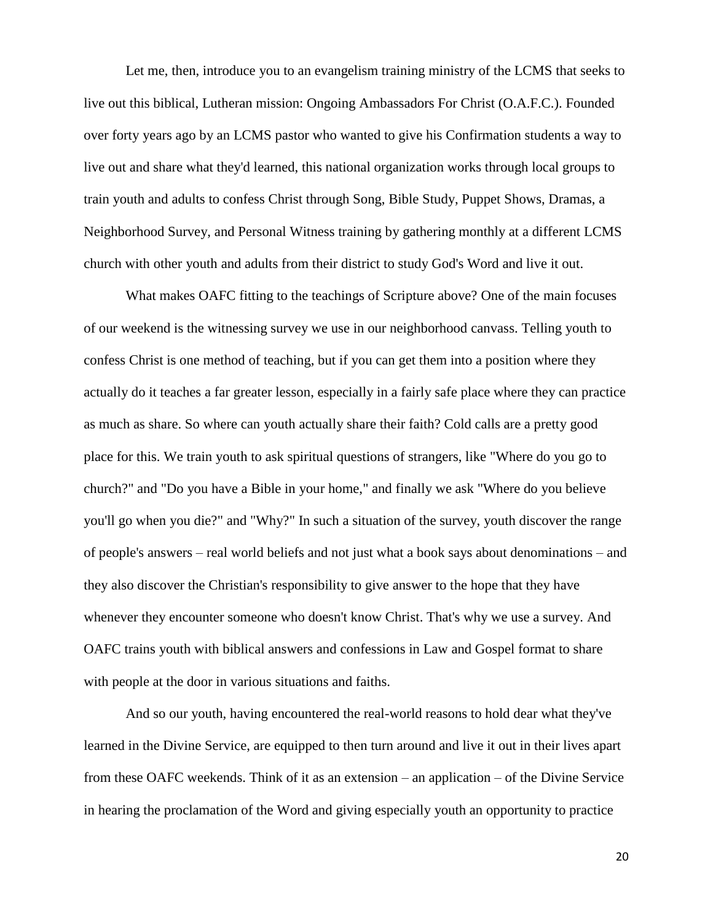Let me, then, introduce you to an evangelism training ministry of the LCMS that seeks to live out this biblical, Lutheran mission: Ongoing Ambassadors For Christ (O.A.F.C.). Founded over forty years ago by an LCMS pastor who wanted to give his Confirmation students a way to live out and share what they'd learned, this national organization works through local groups to train youth and adults to confess Christ through Song, Bible Study, Puppet Shows, Dramas, a Neighborhood Survey, and Personal Witness training by gathering monthly at a different LCMS church with other youth and adults from their district to study God's Word and live it out.

What makes OAFC fitting to the teachings of Scripture above? One of the main focuses of our weekend is the witnessing survey we use in our neighborhood canvass. Telling youth to confess Christ is one method of teaching, but if you can get them into a position where they actually do it teaches a far greater lesson, especially in a fairly safe place where they can practice as much as share. So where can youth actually share their faith? Cold calls are a pretty good place for this. We train youth to ask spiritual questions of strangers, like "Where do you go to church?" and "Do you have a Bible in your home," and finally we ask "Where do you believe you'll go when you die?" and "Why?" In such a situation of the survey, youth discover the range of people's answers – real world beliefs and not just what a book says about denominations – and they also discover the Christian's responsibility to give answer to the hope that they have whenever they encounter someone who doesn't know Christ. That's why we use a survey. And OAFC trains youth with biblical answers and confessions in Law and Gospel format to share with people at the door in various situations and faiths.

And so our youth, having encountered the real-world reasons to hold dear what they've learned in the Divine Service, are equipped to then turn around and live it out in their lives apart from these OAFC weekends. Think of it as an extension – an application – of the Divine Service in hearing the proclamation of the Word and giving especially youth an opportunity to practice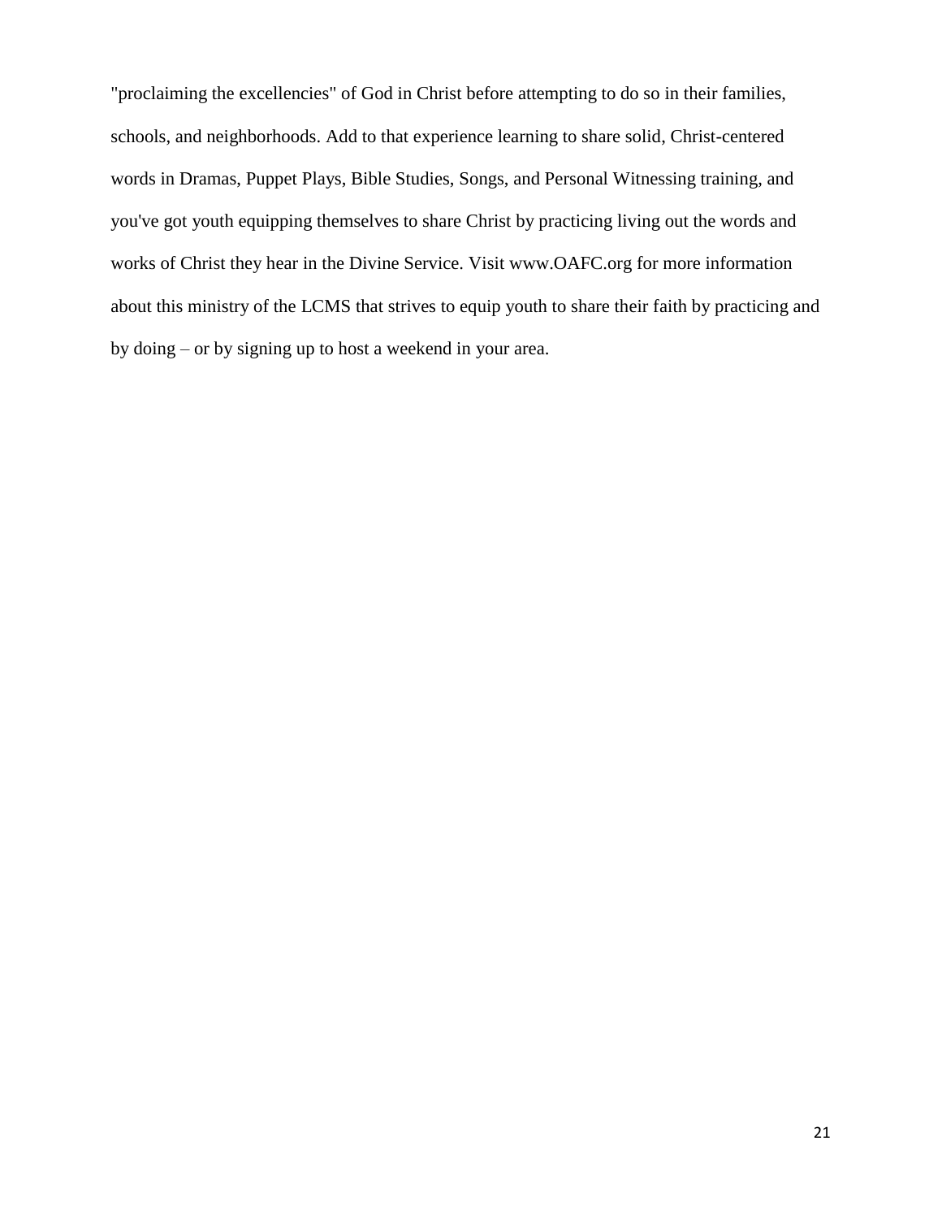"proclaiming the excellencies" of God in Christ before attempting to do so in their families, schools, and neighborhoods. Add to that experience learning to share solid, Christ-centered words in Dramas, Puppet Plays, Bible Studies, Songs, and Personal Witnessing training, and you've got youth equipping themselves to share Christ by practicing living out the words and works of Christ they hear in the Divine Service. Visit www.OAFC.org for more information about this ministry of the LCMS that strives to equip youth to share their faith by practicing and by doing – or by signing up to host a weekend in your area.